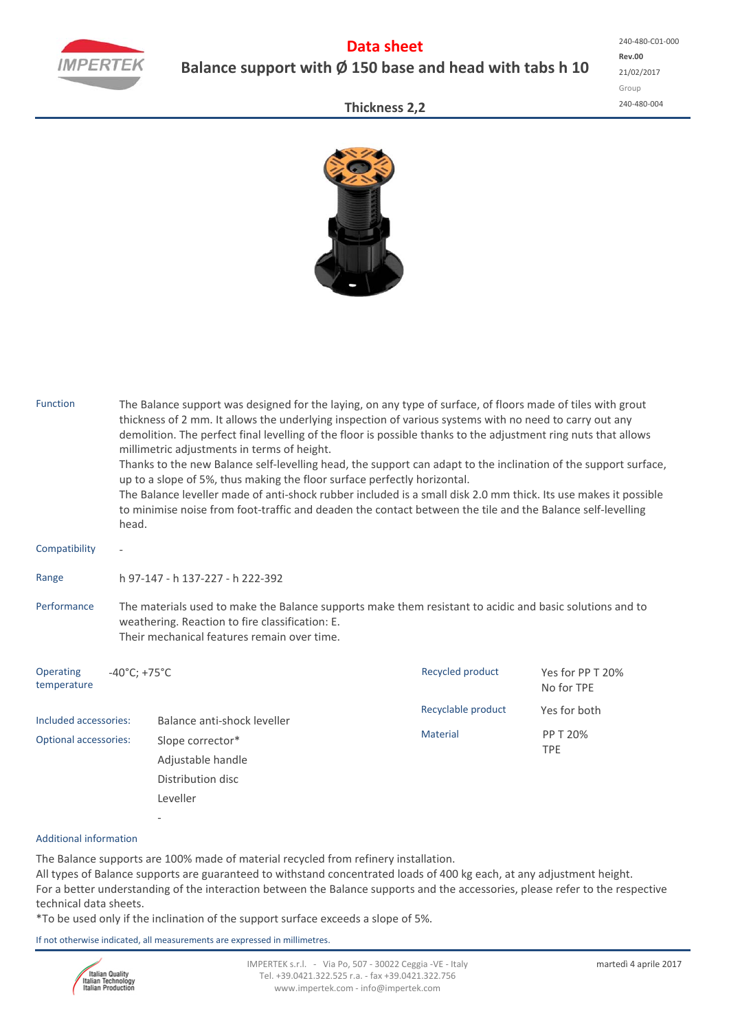240-480-C01-000
**Rev.00**
21/02/2017
Group
240-480-004

# Data sheet

## Balance support with Ø 150 base and head with tabs h 10

### Thickness 2,2

**Function**

The Balance support was designed for the laying, on any type of surface, of floors made of tiles with grout thickness of 2 mm. It allows the underlying inspection of various systems with no need to carry out any demolition. The perfect final levelling of the floor is possible thanks to the adjustment ring nuts that allows millimetric adjustments in terms of height.
Thanks to the new Balance self-levelling head, the support can adapt to the inclination of the support surface, up to a slope of 5%, thus making the floor surface perfectly horizontal.
The Balance leveller made of anti-shock rubber included is a small disk 2.0 mm thick. Its use makes it possible to minimise noise from foot-traffic and deaden the contact between the tile and the Balance self-levelling head.

**Compatibility**

-

**Range**

h 97-147 - h 137-227 - h 222-392

**Performance**

The materials used to make the Balance supports make them resistant to acidic and basic solutions and to weathering. Reaction to fire classification: E.
Their mechanical features remain over time.

**Operating temperature**

-40°C; +75°C

**Recycled product**

Yes for PP T 20%
No for TPE

**Recyclable product**

Yes for both

**Material**

PP T 20%
TPE

**Included accessories:**

Balance anti-shock leveller

**Optional accessories:**

Slope corrector*
Adjustable handle
Distribution disc
Leveller
-

**Additional information**

The Balance supports are 100% made of material recycled from refinery installation.
All types of Balance supports are guaranteed to withstand concentrated loads of 400 kg each, at any adjustment height.
For a better understanding of the interaction between the Balance supports and the accessories, please refer to the respective technical data sheets.
*To be used only if the inclination of the support surface exceeds a slope of 5%.

If not otherwise indicated, all measurements are expressed in millimetres.

IMPERTEK s.r.l. - Via Po, 507 - 30022 Ceggia -VE - Italy
Tel. +39.0421.322.525 r.a. - fax +39.0421.322.756
www.impertek.com - info@impertek.com

martedì 4 aprile 2017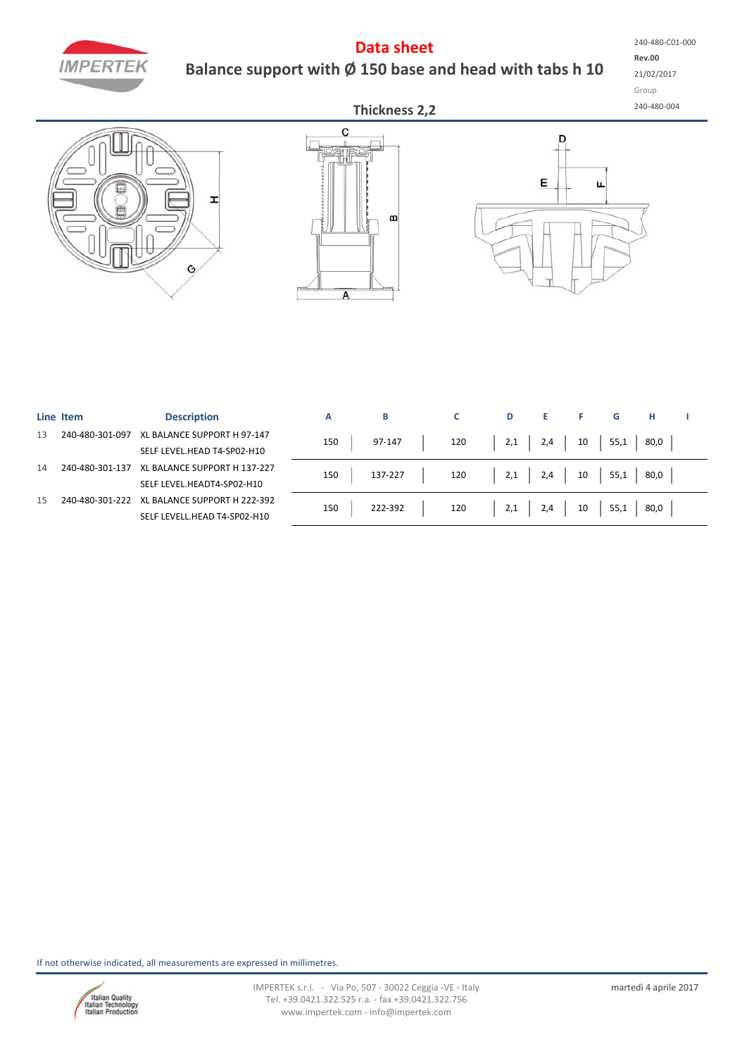# Data sheet

## Balance support with Ø 150 base and head with tabs h 10

240-480-C01-000
**Rev.00**
21/02/2017
Group
240-480-004

### Thickness 2,2

C
H
G
B
A
D
E
F

| Line | Item | Description | A | B | C | D | E | F | G | H | I |
|---|---|---|---|---|---|---|---|---|---|---|---|
| 13 | 240-480-301-097 | XL BALANCE SUPPORT H 97-147 SELF LEVEL.HEAD T4-SP02-H10 | 150 | 97-147 | 120 | 2,1 | 2,4 | 10 | 55,1 | 80,0 | |
| 14 | 240-480-301-137 | XL BALANCE SUPPORT H 137-227 SELF LEVEL.HEADT4-SP02-H10 | 150 | 137-227 | 120 | 2,1 | 2,4 | 10 | 55,1 | 80,0 | |
| 15 | 240-480-301-222 | XL BALANCE SUPPORT H 222-392 SELF LEVELL.HEAD T4-SP02-H10 | 150 | 222-392 | 120 | 2,1 | 2,4 | 10 | 55,1 | 80,0 | |

If not otherwise indicated, all measurements are expressed in millimetres.

IMPERTEK s.r.l. - Via Po, 507 - 30022 Ceggia -VE - Italy
Tel. +39.0421.322.525 r.a. - fax +39.0421.322.756
www.impertek.com - info@impertek.com

martedì 4 aprile 2017